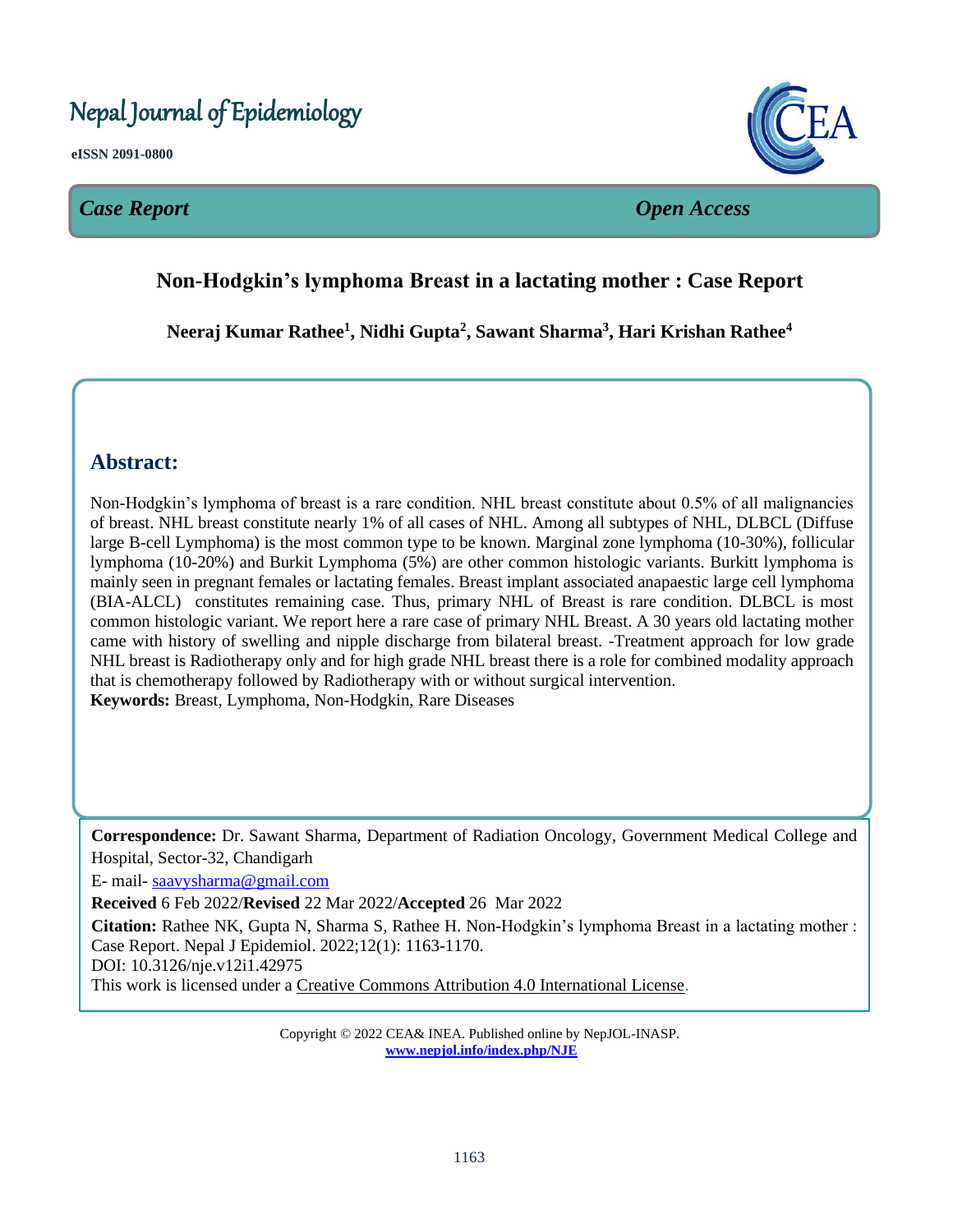# Nepal Journal of Epidemiology

**eISSN 2091-0800**

*Case Report* *Open Access*

## Non-Hodgkin's lymphoma Breast in a lactating mother : Case Report

**Neeraj Kumar Rathee[1], Nidhi Gupta[2], Sawant Sharma[3], Hari Krishan Rathee[4]**

## Abstract:

Non-Hodgkin's lymphoma of breast is a rare condition. NHL breast constitute about 0.5% of all malignancies of breast. NHL breast constitute nearly 1% of all cases of NHL. Among all subtypes of NHL, DLBCL (Diffuse large B-cell Lymphoma) is the most common type to be known. Marginal zone lymphoma (10-30%), follicular lymphoma (10-20%) and Burkit Lymphoma (5%) are other common histologic variants. Burkitt lymphoma is mainly seen in pregnant females or lactating females. Breast implant associated anapaestic large cell lymphoma (BIA-ALCL) constitutes remaining case. Thus, primary NHL of Breast is rare condition. DLBCL is most common histologic variant. We report here a rare case of primary NHL Breast. A 30 years old lactating mother came with history of swelling and nipple discharge from bilateral breast. -Treatment approach for low grade NHL breast is Radiotherapy only and for high grade NHL breast there is a role for combined modality approach that is chemotherapy followed by Radiotherapy with or without surgical intervention.

**Keywords:** Breast, Lymphoma, Non-Hodgkin, Rare Diseases

**Correspondence:** Dr. Sawant Sharma, Department of Radiation Oncology, Government Medical College and Hospital, Sector-32, Chandigarh

E- mail- saavysharma@gmail.com

**Received** 6 Feb 2022/**Revised** 22 Mar 2022/**Accepted** 26 Mar 2022

**Citation:** Rathee NK, Gupta N, Sharma S, Rathee H. Non-Hodgkin's lymphoma Breast in a lactating mother : Case Report. Nepal J Epidemiol. 2022;12(1): 1163-1170.

DOI: 10.3126/nje.v12i1.42975

This work is licensed under a Creative Commons Attribution 4.0 International License.

Copyright © 2022 CEA& INEA. Published online by NepJOL-INASP.
www.nepjol.info/index.php/NJE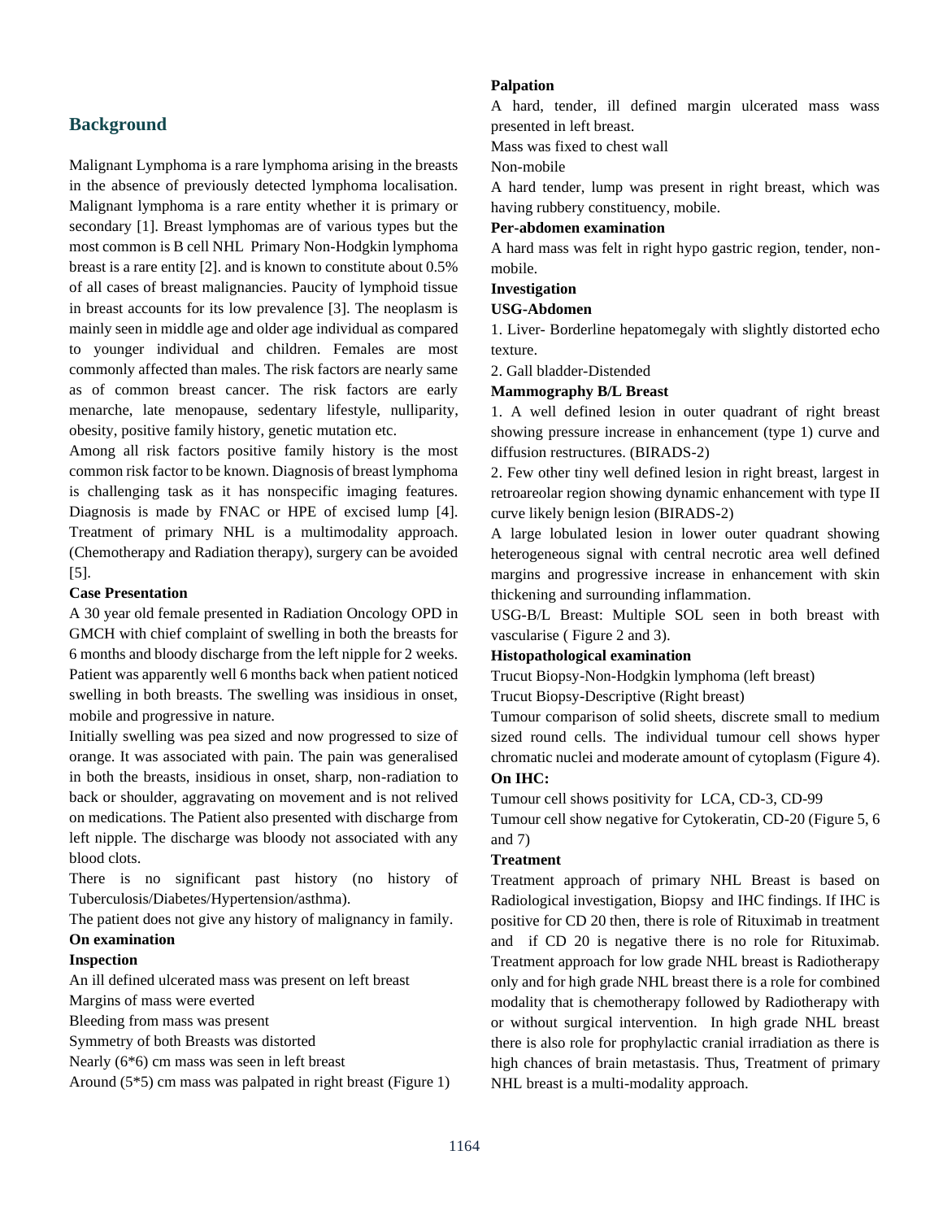## Background

Malignant Lymphoma is a rare lymphoma arising in the breasts in the absence of previously detected lymphoma localisation. Malignant lymphoma is a rare entity whether it is primary or secondary [1]. Breast lymphomas are of various types but the most common is B cell NHL Primary Non-Hodgkin lymphoma breast is a rare entity [2]. and is known to constitute about 0.5% of all cases of breast malignancies. Paucity of lymphoid tissue in breast accounts for its low prevalence [3]. The neoplasm is mainly seen in middle age and older age individual as compared to younger individual and children. Females are most commonly affected than males. The risk factors are nearly same as of common breast cancer. The risk factors are early menarche, late menopause, sedentary lifestyle, nulliparity, obesity, positive family history, genetic mutation etc.

Among all risk factors positive family history is the most common risk factor to be known. Diagnosis of breast lymphoma is challenging task as it has nonspecific imaging features. Diagnosis is made by FNAC or HPE of excised lump [4]. Treatment of primary NHL is a multimodality approach. (Chemotherapy and Radiation therapy), surgery can be avoided [5].

**Case Presentation**

A 30 year old female presented in Radiation Oncology OPD in GMCH with chief complaint of swelling in both the breasts for 6 months and bloody discharge from the left nipple for 2 weeks. Patient was apparently well 6 months back when patient noticed swelling in both breasts. The swelling was insidious in onset, mobile and progressive in nature.

Initially swelling was pea sized and now progressed to size of orange. It was associated with pain. The pain was generalised in both the breasts, insidious in onset, sharp, non-radiation to back or shoulder, aggravating on movement and is not relived on medications. The Patient also presented with discharge from left nipple. The discharge was bloody not associated with any blood clots.

There is no significant past history (no history of Tuberculosis/Diabetes/Hypertension/asthma).

The patient does not give any history of malignancy in family.

**On examination**

**Inspection**

An ill defined ulcerated mass was present on left breast

Margins of mass were everted

Bleeding from mass was present

Symmetry of both Breasts was distorted

Nearly (6*6) cm mass was seen in left breast

Around (5*5) cm mass was palpated in right breast (Figure 1)

**Palpation**

A hard, tender, ill defined margin ulcerated mass wass presented in left breast.

Mass was fixed to chest wall

Non-mobile

A hard tender, lump was present in right breast, which was having rubbery constituency, mobile.

**Per-abdomen examination**

A hard mass was felt in right hypo gastric region, tender, non-mobile.

**Investigation**

**USG-Abdomen**

1. Liver- Borderline hepatomegaly with slightly distorted echo texture.
2. Gall bladder-Distended

**Mammography B/L Breast**

1. A well defined lesion in outer quadrant of right breast showing pressure increase in enhancement (type 1) curve and diffusion restructures. (BIRADS-2)
2. Few other tiny well defined lesion in right breast, largest in retroareolar region showing dynamic enhancement with type II curve likely benign lesion (BIRADS-2)

A large lobulated lesion in lower outer quadrant showing heterogeneous signal with central necrotic area well defined margins and progressive increase in enhancement with skin thickening and surrounding inflammation.

USG-B/L Breast: Multiple SOL seen in both breast with vascularise ( Figure 2 and 3).

**Histopathological examination**

Trucut Biopsy-Non-Hodgkin lymphoma (left breast)

Trucut Biopsy-Descriptive (Right breast)

Tumour comparison of solid sheets, discrete small to medium sized round cells. The individual tumour cell shows hyper chromatic nuclei and moderate amount of cytoplasm (Figure 4).

**On IHC:**

Tumour cell shows positivity for LCA, CD-3, CD-99

Tumour cell show negative for Cytokeratin, CD-20 (Figure 5, 6 and 7)

**Treatment**

Treatment approach of primary NHL Breast is based on Radiological investigation, Biopsy and IHC findings. If IHC is positive for CD 20 then, there is role of Rituximab in treatment and if CD 20 is negative there is no role for Rituximab. Treatment approach for low grade NHL breast is Radiotherapy only and for high grade NHL breast there is a role for combined modality that is chemotherapy followed by Radiotherapy with or without surgical intervention. In high grade NHL breast there is also role for prophylactic cranial irradiation as there is high chances of brain metastasis. Thus, Treatment of primary NHL breast is a multi-modality approach.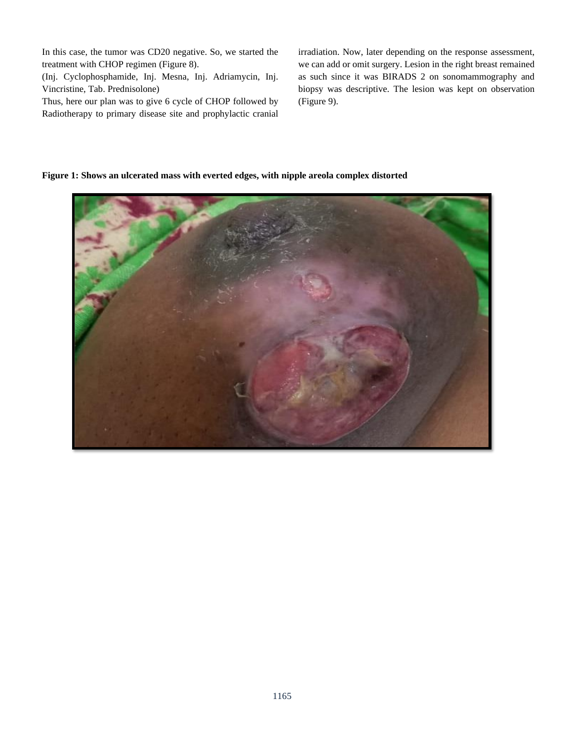In this case, the tumor was CD20 negative. So, we started the treatment with CHOP regimen (Figure 8).

(Inj. Cyclophosphamide, Inj. Mesna, Inj. Adriamycin, Inj. Vincristine, Tab. Prednisolone)

Thus, here our plan was to give 6 cycle of CHOP followed by Radiotherapy to primary disease site and prophylactic cranial irradiation. Now, later depending on the response assessment, we can add or omit surgery. Lesion in the right breast remained as such since it was BIRADS 2 on sonomammography and biopsy was descriptive. The lesion was kept on observation (Figure 9).

**Figure 1: Shows an ulcerated mass with everted edges, with nipple areola complex distorted**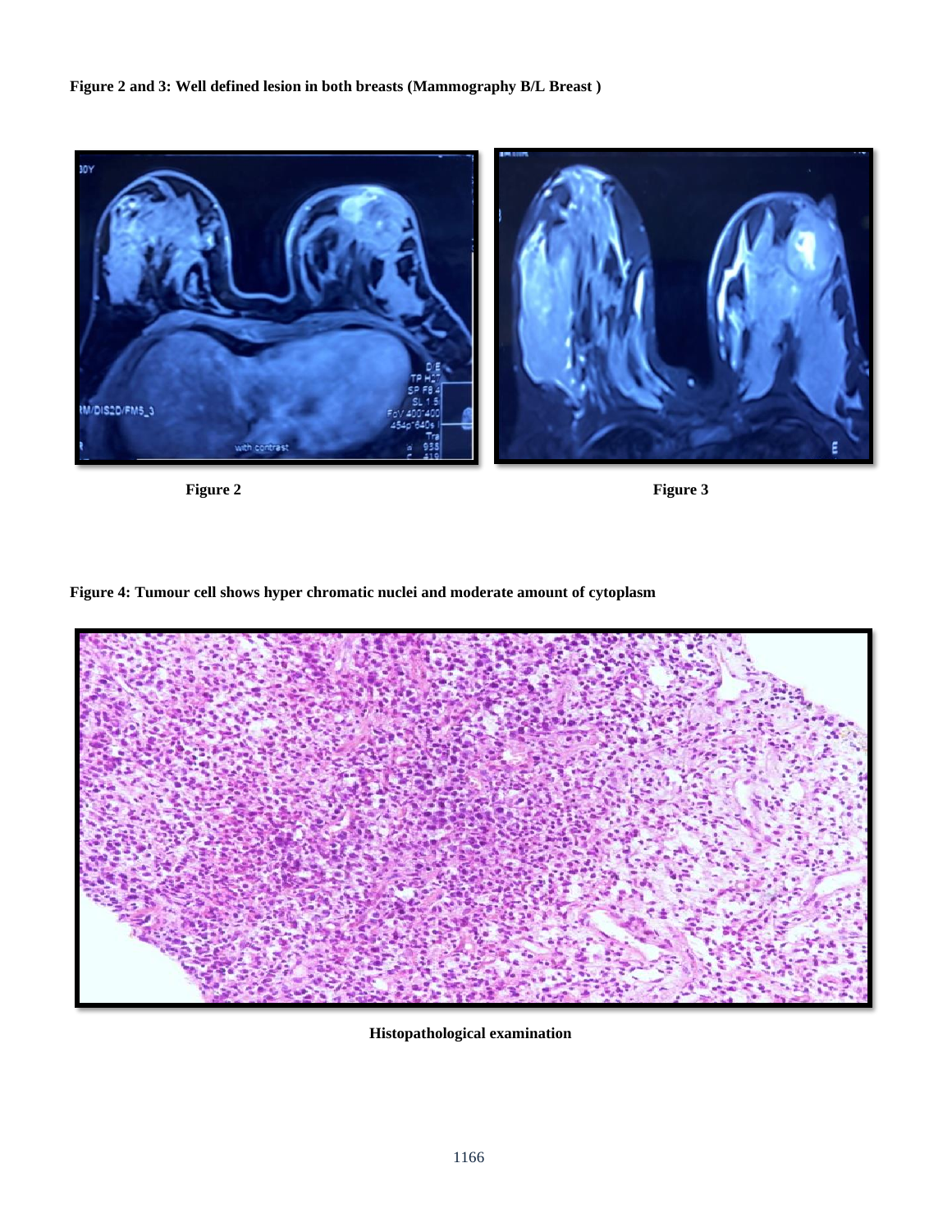**Figure 2 and 3: Well defined lesion in both breasts (Mammography B/L Breast )**

**Figure 2**

**Figure 3**

**Figure 4: Tumour cell shows hyper chromatic nuclei and moderate amount of cytoplasm**

**Histopathological examination**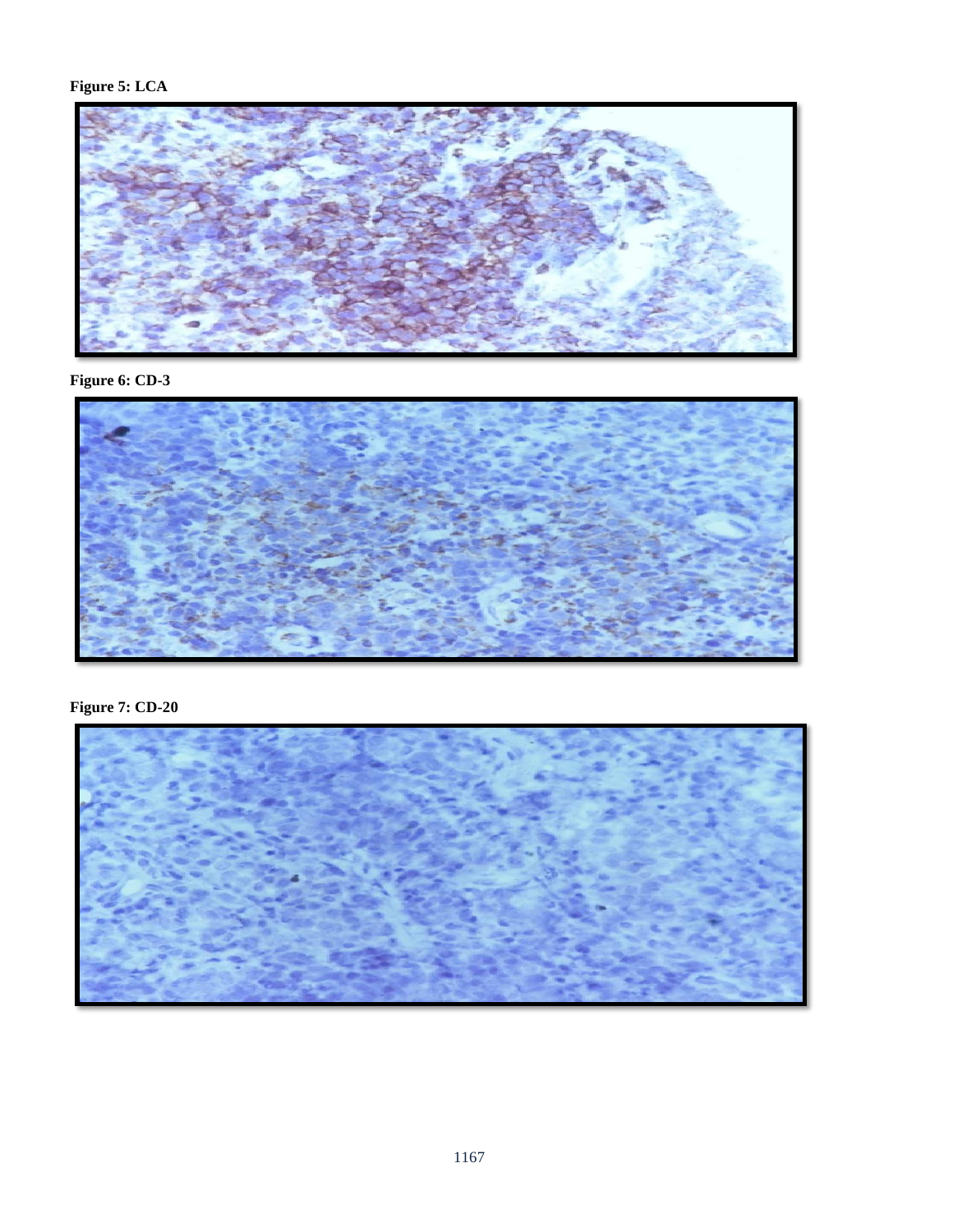**Figure 5: LCA**

**Figure 6: CD-3**

**Figure 7: CD-20**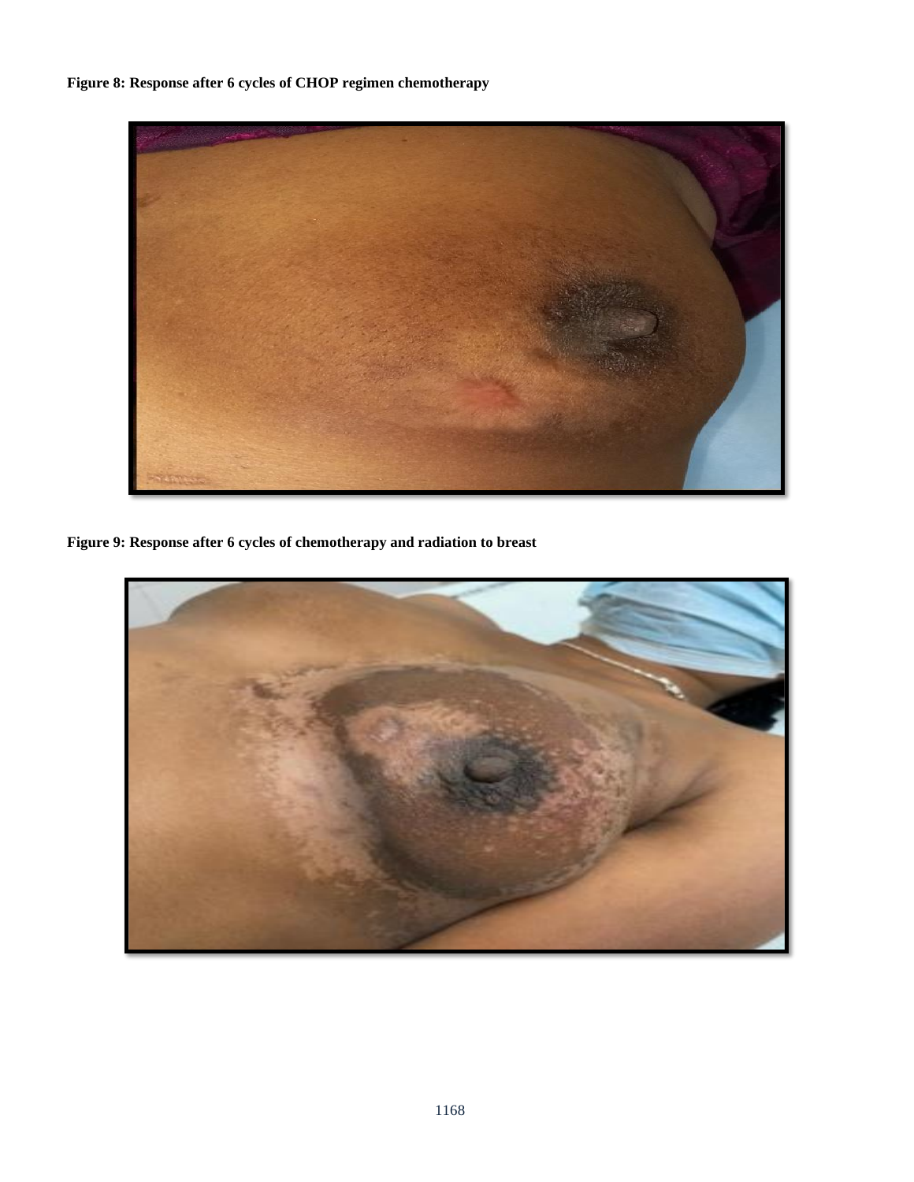**Figure 8: Response after 6 cycles of CHOP regimen chemotherapy**

**Figure 9: Response after 6 cycles of chemotherapy and radiation to breast**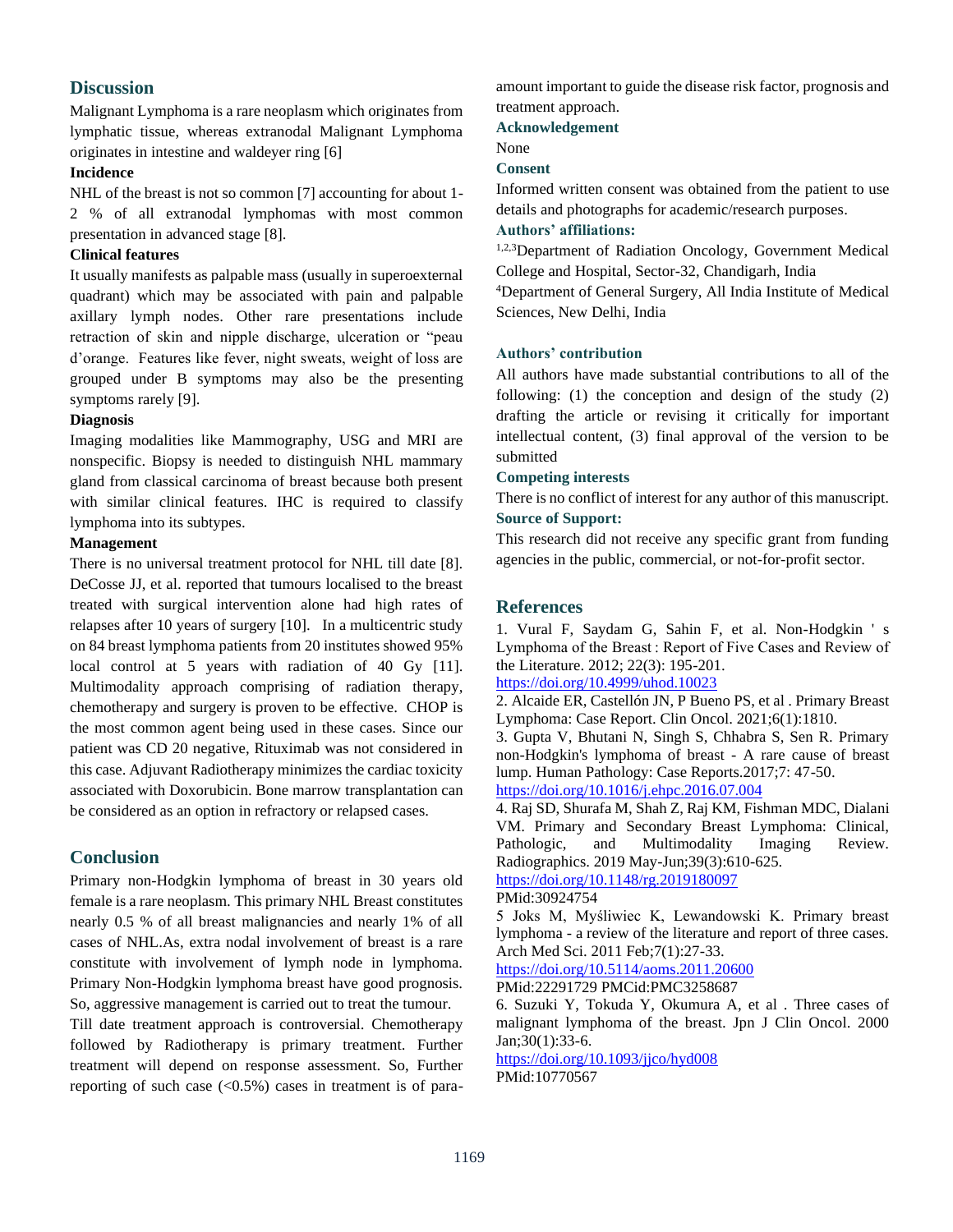## Discussion

Malignant Lymphoma is a rare neoplasm which originates from lymphatic tissue, whereas extranodal Malignant Lymphoma originates in intestine and waldeyer ring [6]

**Incidence**

NHL of the breast is not so common [7] accounting for about 1-2 % of all extranodal lymphomas with most common presentation in advanced stage [8].

**Clinical features**

It usually manifests as palpable mass (usually in superoexternal quadrant) which may be associated with pain and palpable axillary lymph nodes. Other rare presentations include retraction of skin and nipple discharge, ulceration or "peau d'orange. Features like fever, night sweats, weight of loss are grouped under B symptoms may also be the presenting symptoms rarely [9].

**Diagnosis**

Imaging modalities like Mammography, USG and MRI are nonspecific. Biopsy is needed to distinguish NHL mammary gland from classical carcinoma of breast because both present with similar clinical features. IHC is required to classify lymphoma into its subtypes.

**Management**

There is no universal treatment protocol for NHL till date [8]. DeCosse JJ, et al. reported that tumours localised to the breast treated with surgical intervention alone had high rates of relapses after 10 years of surgery [10]. In a multicentric study on 84 breast lymphoma patients from 20 institutes showed 95% local control at 5 years with radiation of 40 Gy [11]. Multimodality approach comprising of radiation therapy, chemotherapy and surgery is proven to be effective. CHOP is the most common agent being used in these cases. Since our patient was CD 20 negative, Rituximab was not considered in this case. Adjuvant Radiotherapy minimizes the cardiac toxicity associated with Doxorubicin. Bone marrow transplantation can be considered as an option in refractory or relapsed cases.

## Conclusion

Primary non-Hodgkin lymphoma of breast in 30 years old female is a rare neoplasm. This primary NHL Breast constitutes nearly 0.5 % of all breast malignancies and nearly 1% of all cases of NHL.As, extra nodal involvement of breast is a rare constitute with involvement of lymph node in lymphoma. Primary Non-Hodgkin lymphoma breast have good prognosis. So, aggressive management is carried out to treat the tumour.

Till date treatment approach is controversial. Chemotherapy followed by Radiotherapy is primary treatment. Further treatment will depend on response assessment. So, Further reporting of such case (<0.5%) cases in treatment is of para-amount important to guide the disease risk factor, prognosis and treatment approach.

**Acknowledgement**

None

**Consent**

Informed written consent was obtained from the patient to use details and photographs for academic/research purposes.

**Authors' affiliations:**

[1,2,3]Department of Radiation Oncology, Government Medical College and Hospital, Sector-32, Chandigarh, India

[4]Department of General Surgery, All India Institute of Medical Sciences, New Delhi, India

**Authors' contribution**

All authors have made substantial contributions to all of the following: (1) the conception and design of the study (2) drafting the article or revising it critically for important intellectual content, (3) final approval of the version to be submitted

**Competing interests**

There is no conflict of interest for any author of this manuscript.

**Source of Support:**

This research did not receive any specific grant from funding agencies in the public, commercial, or not-for-profit sector.

## References

1. Vural F, Saydam G, Sahin F, et al. Non-Hodgkin ' s Lymphoma of the Breast : Report of Five Cases and Review of the Literature. 2012; 22(3): 195-201. https://doi.org/10.4999/uhod.10023
2. Alcaide ER, Castellón JN, P Bueno PS, et al . Primary Breast Lymphoma: Case Report. Clin Oncol. 2021;6(1):1810.
3. Gupta V, Bhutani N, Singh S, Chhabra S, Sen R. Primary non-Hodgkin's lymphoma of breast - A rare cause of breast lump. Human Pathology: Case Reports.2017;7: 47-50. https://doi.org/10.1016/j.ehpc.2016.07.004
4. Raj SD, Shurafa M, Shah Z, Raj KM, Fishman MDC, Dialani VM. Primary and Secondary Breast Lymphoma: Clinical, Pathologic, and Multimodality Imaging Review. Radiographics. 2019 May-Jun;39(3):610-625. https://doi.org/10.1148/rg.2019180097 PMid:30924754
5 Joks M, Myśliwiec K, Lewandowski K. Primary breast lymphoma - a review of the literature and report of three cases. Arch Med Sci. 2011 Feb;7(1):27-33. https://doi.org/10.5114/aoms.2011.20600 PMid:22291729 PMCid:PMC3258687
6. Suzuki Y, Tokuda Y, Okumura A, et al . Three cases of malignant lymphoma of the breast. Jpn J Clin Oncol. 2000 Jan;30(1):33-6. https://doi.org/10.1093/jjco/hyd008 PMid:10770567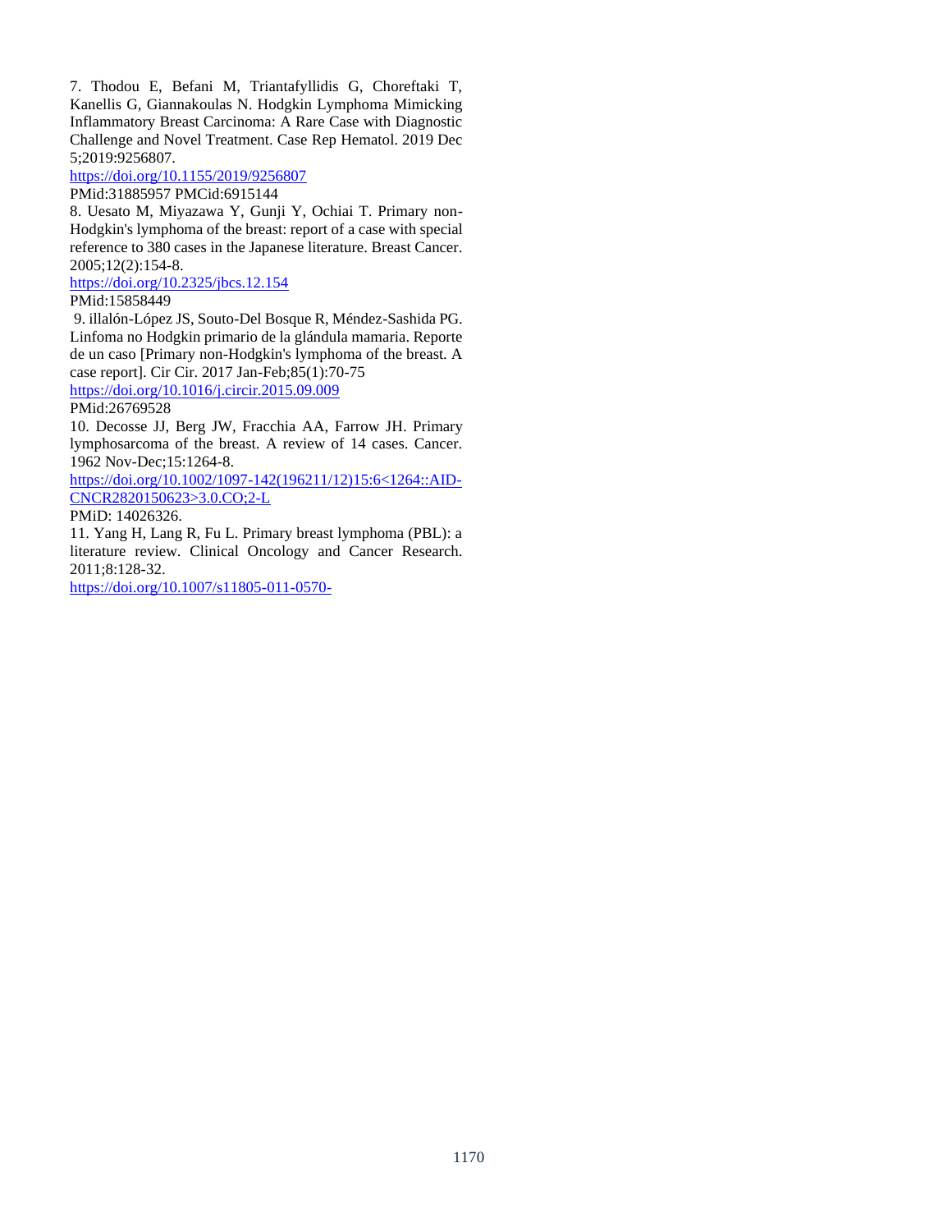7. Thodou E, Befani M, Triantafyllidis G, Choreftaki T, Kanellis G, Giannakoulas N. Hodgkin Lymphoma Mimicking Inflammatory Breast Carcinoma: A Rare Case with Diagnostic Challenge and Novel Treatment. Case Rep Hematol. 2019 Dec 5;2019:9256807.
https://doi.org/10.1155/2019/9256807
PMid:31885957 PMCid:6915144

8. Uesato M, Miyazawa Y, Gunji Y, Ochiai T. Primary non-Hodgkin's lymphoma of the breast: report of a case with special reference to 380 cases in the Japanese literature. Breast Cancer. 2005;12(2):154-8.
https://doi.org/10.2325/jbcs.12.154
PMid:15858449

9. illalón-López JS, Souto-Del Bosque R, Méndez-Sashida PG. Linfoma no Hodgkin primario de la glándula mamaria. Reporte de un caso [Primary non-Hodgkin's lymphoma of the breast. A case report]. Cir Cir. 2017 Jan-Feb;85(1):70-75
https://doi.org/10.1016/j.circir.2015.09.009
PMid:26769528

10. Decosse JJ, Berg JW, Fracchia AA, Farrow JH. Primary lymphosarcoma of the breast. A review of 14 cases. Cancer. 1962 Nov-Dec;15:1264-8.
https://doi.org/10.1002/1097-142(196211/12)15:6<1264::AID-CNCR2820150623>3.0.CO;2-L
PMiD: 14026326.

11. Yang H, Lang R, Fu L. Primary breast lymphoma (PBL): a literature review. Clinical Oncology and Cancer Research. 2011;8:128-32.
https://doi.org/10.1007/s11805-011-0570-